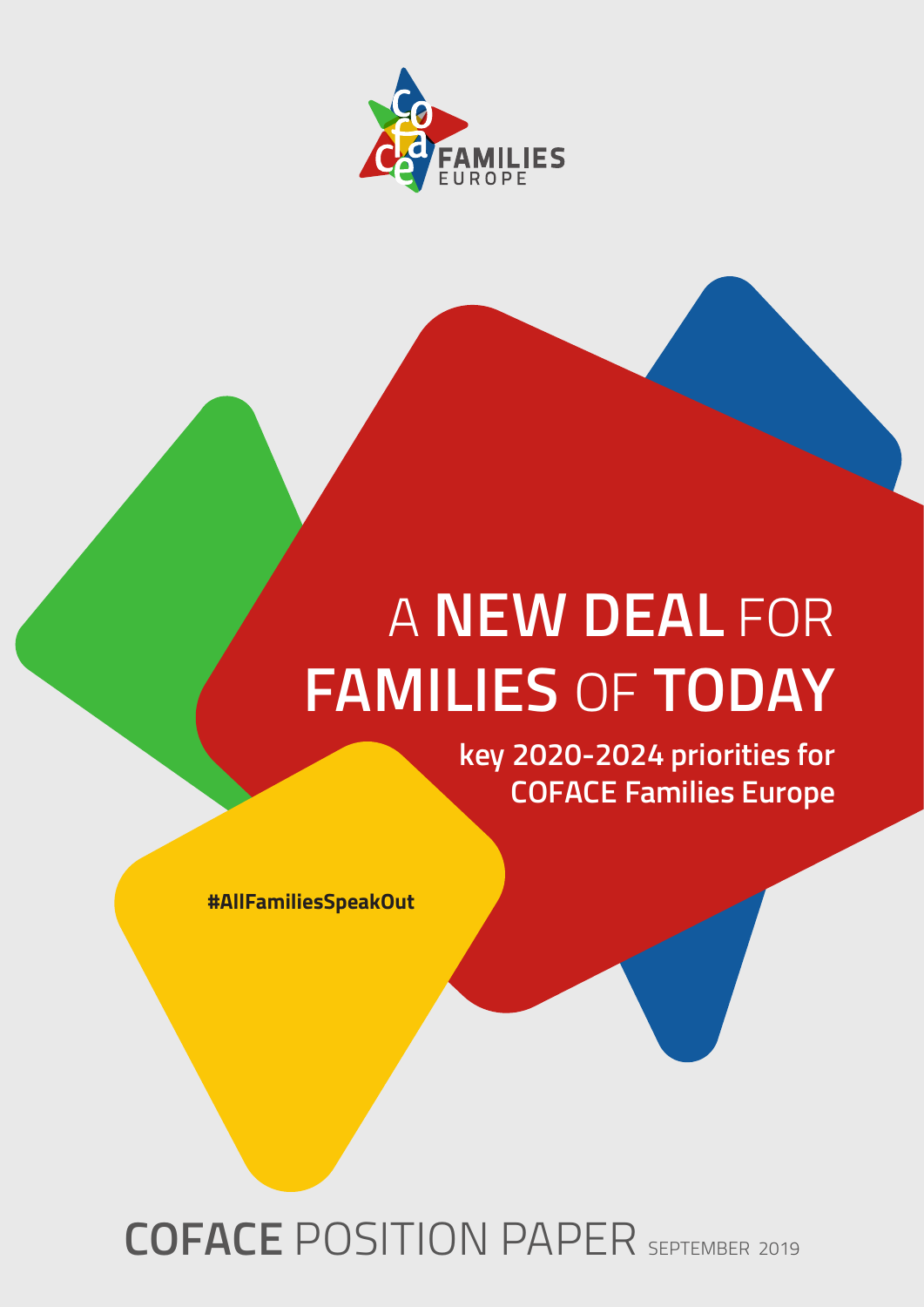coface FAMILIES EUROPE

# A **NEW DEAL** FOR **FAMILIES** OF **TODAY**

**key 2020-2024 priorities for COFACE Families Europe**

**#AllFamiliesSpeakOut**

**COFACE** POSITION PAPER SEPTEMBER 2019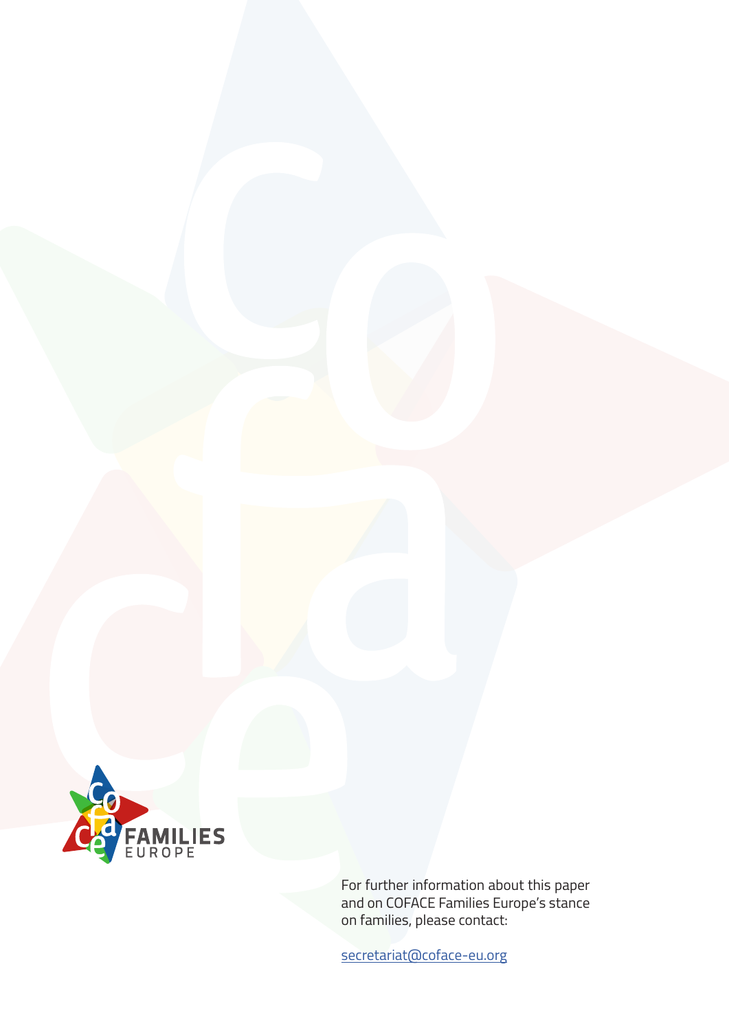For further information about this paper and on COFACE Families Europe's stance on families, please contact:

secretariat@coface-eu.org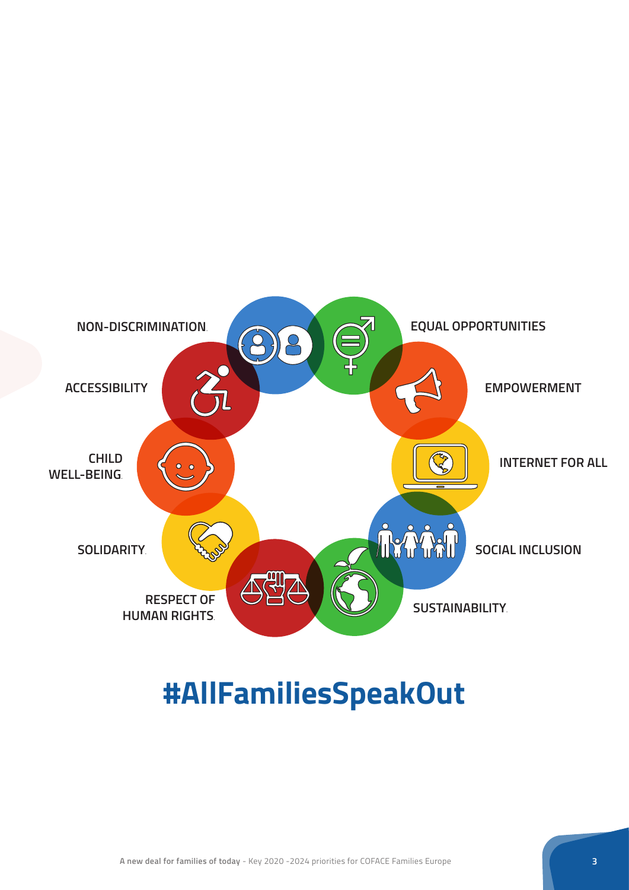NON-DISCRIMINATION

EQUAL OPPORTUNITIES

ACCESSIBILITY

EMPOWERMENT

CHILD WELL-BEING

INTERNET FOR ALL

SOLIDARITY

SOCIAL INCLUSION

RESPECT OF HUMAN RIGHTS

SUSTAINABILITY

# #AllFamiliesSpeakOut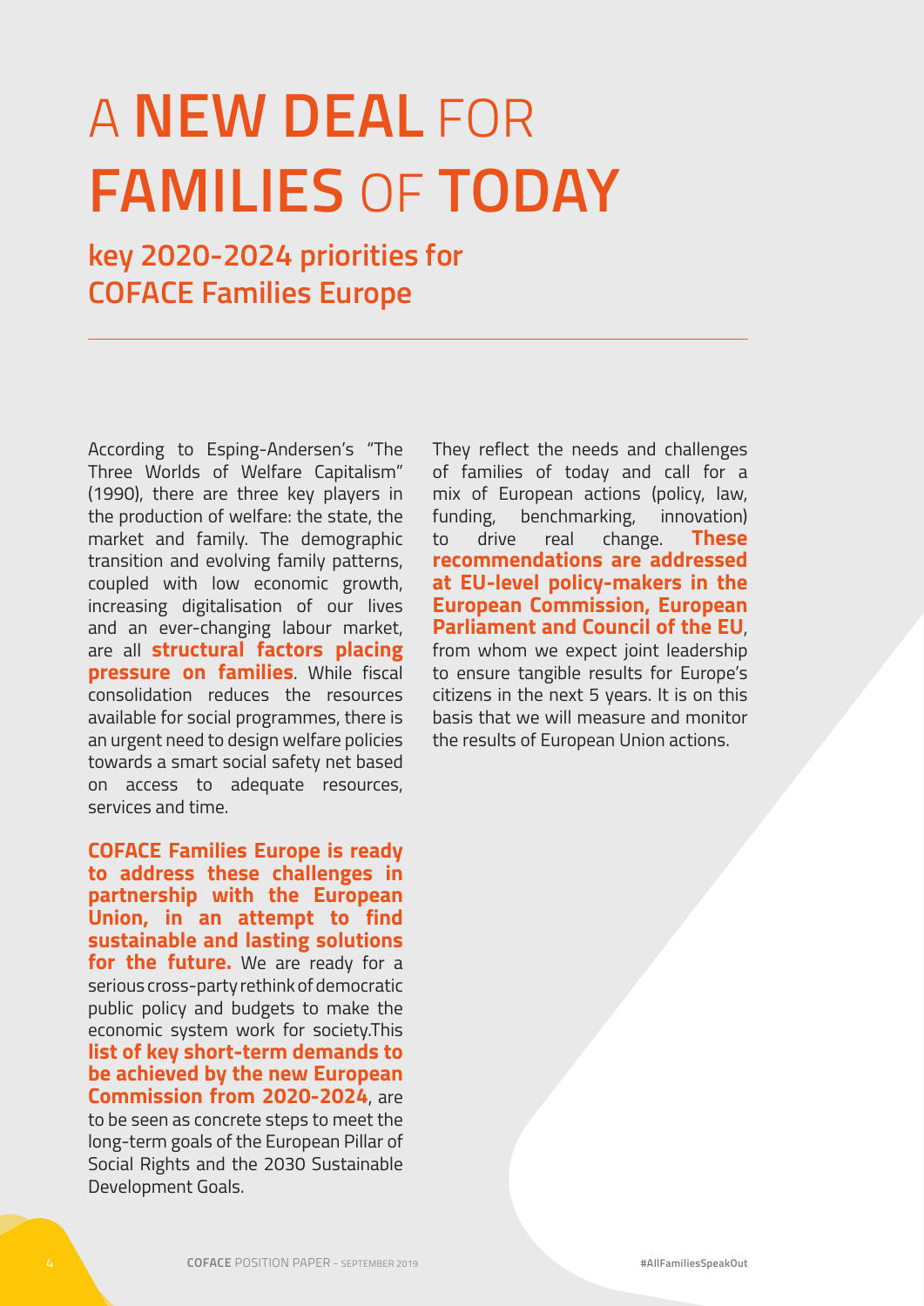# A **NEW DEAL** FOR **FAMILIES** OF **TODAY**

## key 2020-2024 priorities for COFACE Families Europe

According to Esping-Andersen's "The Three Worlds of Welfare Capitalism" (1990), there are three key players in the production of welfare: the state, the market and family. The demographic transition and evolving family patterns, coupled with low economic growth, increasing digitalisation of our lives and an ever-changing labour market, are all **structural factors placing pressure on families**. While fiscal consolidation reduces the resources available for social programmes, there is an urgent need to design welfare policies towards a smart social safety net based on access to adequate resources, services and time.

**COFACE Families Europe is ready to address these challenges in partnership with the European Union, in an attempt to find sustainable and lasting solutions for the future.** We are ready for a serious cross-party rethink of democratic public policy and budgets to make the economic system work for society.This **list of key short-term demands to be achieved by the new European Commission from 2020-2024**, are to be seen as concrete steps to meet the long-term goals of the European Pillar of Social Rights and the 2030 Sustainable Development Goals.

They reflect the needs and challenges of families of today and call for a mix of European actions (policy, law, funding, benchmarking, innovation) to drive real change. **These recommendations are addressed at EU-level policy-makers in the European Commission, European Parliament and Council of the EU**, from whom we expect joint leadership to ensure tangible results for Europe's citizens in the next 5 years. It is on this basis that we will measure and monitor the results of European Union actions.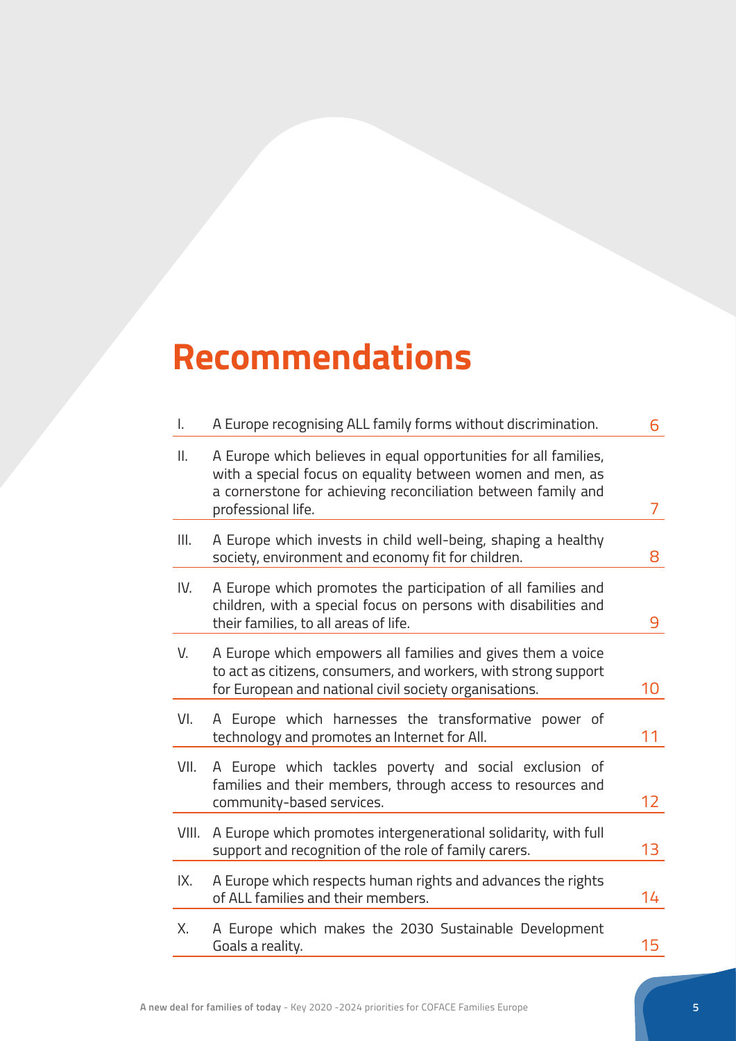# Recommendations

| | | |
|---|---|---|
| I. | A Europe recognising ALL family forms without discrimination. | 6 |
| II. | A Europe which believes in equal opportunities for all families, with a special focus on equality between women and men, as a cornerstone for achieving reconciliation between family and professional life. | 7 |
| III. | A Europe which invests in child well-being, shaping a healthy society, environment and economy fit for children. | 8 |
| IV. | A Europe which promotes the participation of all families and children, with a special focus on persons with disabilities and their families, to all areas of life. | 9 |
| V. | A Europe which empowers all families and gives them a voice to act as citizens, consumers, and workers, with strong support for European and national civil society organisations. | 10 |
| VI. | A Europe which harnesses the transformative power of technology and promotes an Internet for All. | 11 |
| VII. | A Europe which tackles poverty and social exclusion of families and their members, through access to resources and community-based services. | 12 |
| VIII. | A Europe which promotes intergenerational solidarity, with full support and recognition of the role of family carers. | 13 |
| IX. | A Europe which respects human rights and advances the rights of ALL families and their members. | 14 |
| X. | A Europe which makes the 2030 Sustainable Development Goals a reality. | 15 |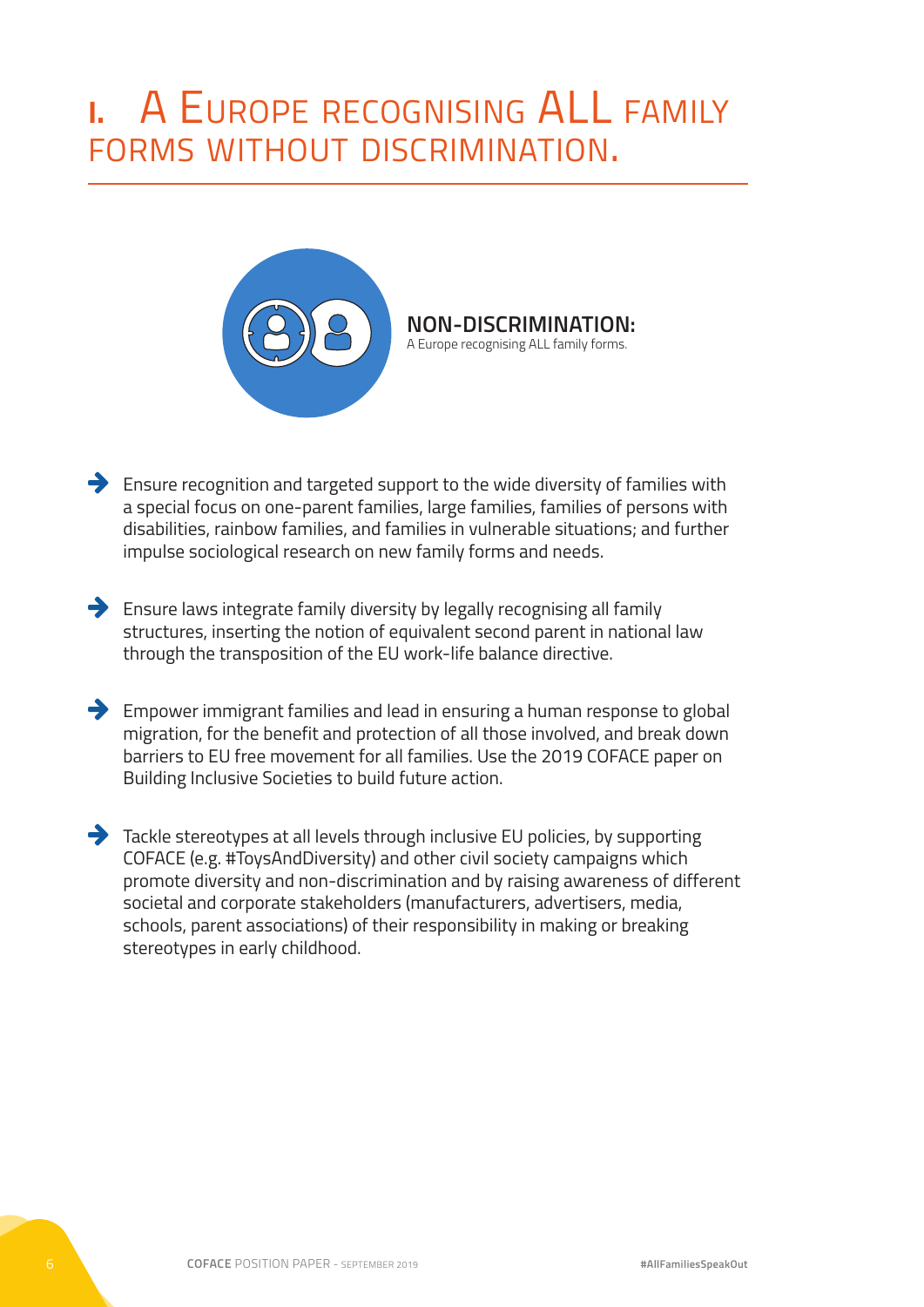# I. A Europe recognising ALL family forms without discrimination.

**NON-DISCRIMINATION:**
A Europe recognising ALL family forms.

- Ensure recognition and targeted support to the wide diversity of families with a special focus on one-parent families, large families, families of persons with disabilities, rainbow families, and families in vulnerable situations; and further impulse sociological research on new family forms and needs.

- Ensure laws integrate family diversity by legally recognising all family structures, inserting the notion of equivalent second parent in national law through the transposition of the EU work-life balance directive.

- Empower immigrant families and lead in ensuring a human response to global migration, for the benefit and protection of all those involved, and break down barriers to EU free movement for all families. Use the 2019 COFACE paper on Building Inclusive Societies to build future action.

- Tackle stereotypes at all levels through inclusive EU policies, by supporting COFACE (e.g. #ToysAndDiversity) and other civil society campaigns which promote diversity and non-discrimination and by raising awareness of different societal and corporate stakeholders (manufacturers, advertisers, media, schools, parent associations) of their responsibility in making or breaking stereotypes in early childhood.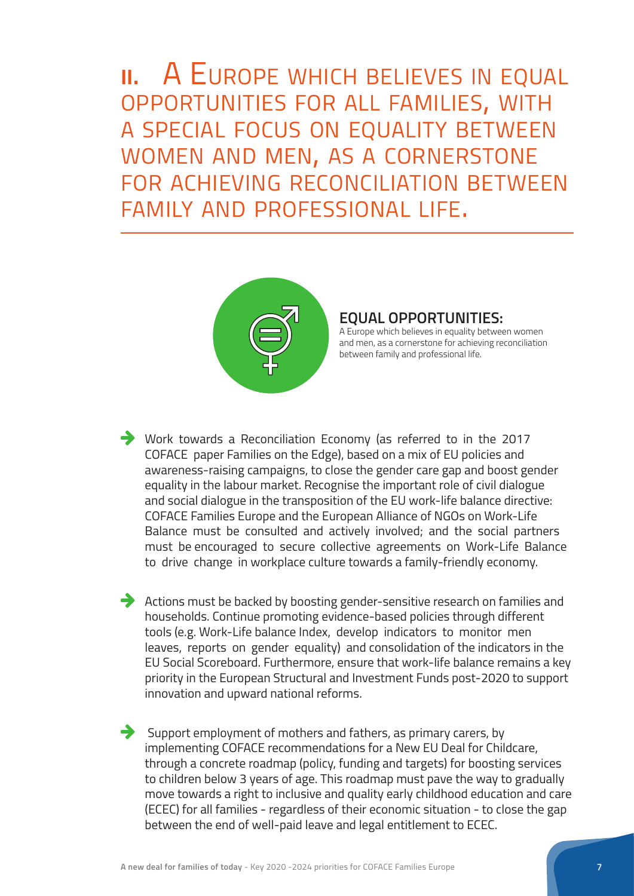# II. A Europe which believes in equal opportunities for all families, with a special focus on equality between women and men, as a cornerstone for achieving reconciliation between family and professional life.

## EQUAL OPPORTUNITIES:

A Europe which believes in equality between women and men, as a cornerstone for achieving reconciliation between family and professional life.

- Work towards a Reconciliation Economy (as referred to in the 2017 COFACE paper Families on the Edge), based on a mix of EU policies and awareness-raising campaigns, to close the gender care gap and boost gender equality in the labour market. Recognise the important role of civil dialogue and social dialogue in the transposition of the EU work-life balance directive: COFACE Families Europe and the European Alliance of NGOs on Work-Life Balance must be consulted and actively involved; and the social partners must be encouraged to secure collective agreements on Work-Life Balance to drive change in workplace culture towards a family-friendly economy.

- Actions must be backed by boosting gender-sensitive research on families and households. Continue promoting evidence-based policies through different tools (e.g. Work-Life balance Index, develop indicators to monitor men leaves, reports on gender equality) and consolidation of the indicators in the EU Social Scoreboard. Furthermore, ensure that work-life balance remains a key priority in the European Structural and Investment Funds post-2020 to support innovation and upward national reforms.

- Support employment of mothers and fathers, as primary carers, by implementing COFACE recommendations for a New EU Deal for Childcare, through a concrete roadmap (policy, funding and targets) for boosting services to children below 3 years of age. This roadmap must pave the way to gradually move towards a right to inclusive and quality early childhood education and care (ECEC) for all families - regardless of their economic situation - to close the gap between the end of well-paid leave and legal entitlement to ECEC.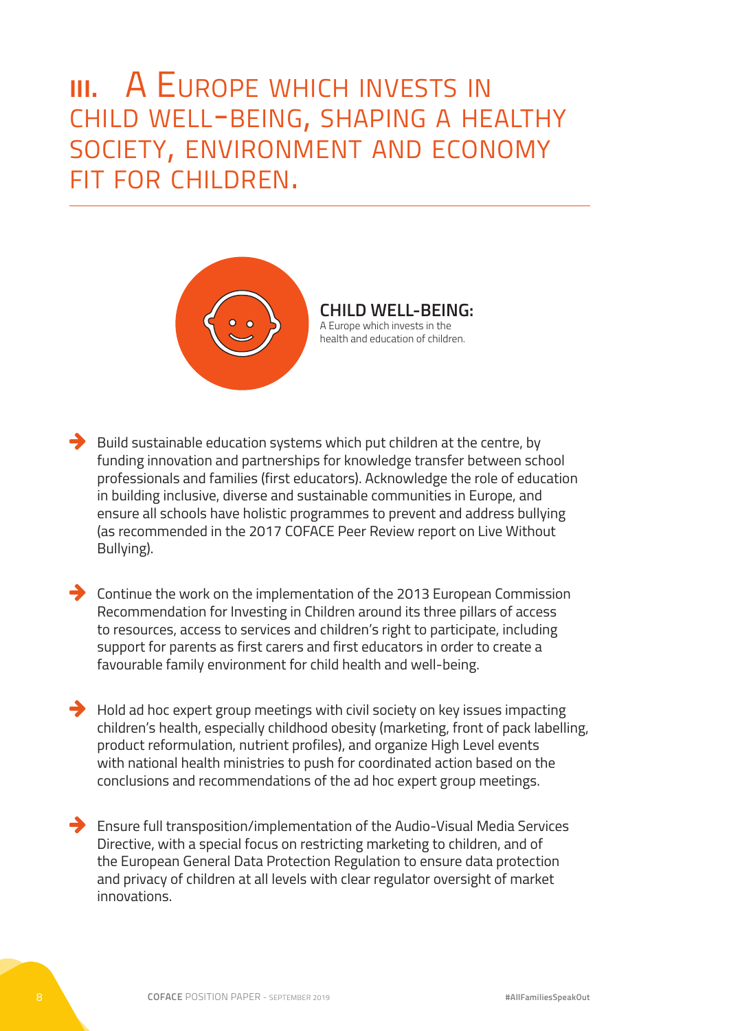# III. A Europe which invests in child well-being, shaping a healthy society, environment and economy fit for children.

**CHILD WELL-BEING:**
A Europe which invests in the health and education of children.

- Build sustainable education systems which put children at the centre, by funding innovation and partnerships for knowledge transfer between school professionals and families (first educators). Acknowledge the role of education in building inclusive, diverse and sustainable communities in Europe, and ensure all schools have holistic programmes to prevent and address bullying (as recommended in the 2017 COFACE Peer Review report on Live Without Bullying).

- Continue the work on the implementation of the 2013 European Commission Recommendation for Investing in Children around its three pillars of access to resources, access to services and children's right to participate, including support for parents as first carers and first educators in order to create a favourable family environment for child health and well-being.

- Hold ad hoc expert group meetings with civil society on key issues impacting children's health, especially childhood obesity (marketing, front of pack labelling, product reformulation, nutrient profiles), and organize High Level events with national health ministries to push for coordinated action based on the conclusions and recommendations of the ad hoc expert group meetings.

- Ensure full transposition/implementation of the Audio-Visual Media Services Directive, with a special focus on restricting marketing to children, and of the European General Data Protection Regulation to ensure data protection and privacy of children at all levels with clear regulator oversight of market innovations.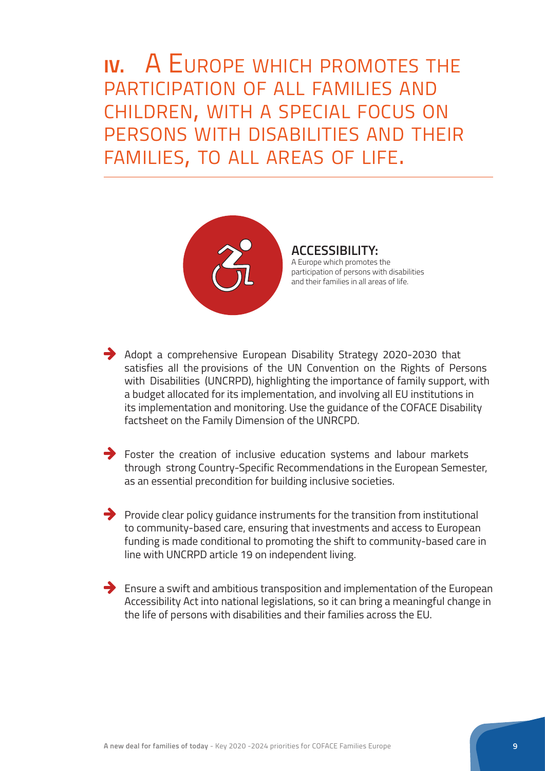# IV. A Europe which promotes the participation of all families and children, with a special focus on persons with disabilities and their families, to all areas of life.

**ACCESSIBILITY:**
A Europe which promotes the participation of persons with disabilities and their families in all areas of life.

- Adopt a comprehensive European Disability Strategy 2020-2030 that satisfies all the provisions of the UN Convention on the Rights of Persons with Disabilities (UNCRPD), highlighting the importance of family support, with a budget allocated for its implementation, and involving all EU institutions in its implementation and monitoring. Use the guidance of the COFACE Disability factsheet on the Family Dimension of the UNRCPD.

- Foster the creation of inclusive education systems and labour markets through strong Country-Specific Recommendations in the European Semester, as an essential precondition for building inclusive societies.

- Provide clear policy guidance instruments for the transition from institutional to community-based care, ensuring that investments and access to European funding is made conditional to promoting the shift to community-based care in line with UNCRPD article 19 on independent living.

- Ensure a swift and ambitious transposition and implementation of the European Accessibility Act into national legislations, so it can bring a meaningful change in the life of persons with disabilities and their families across the EU.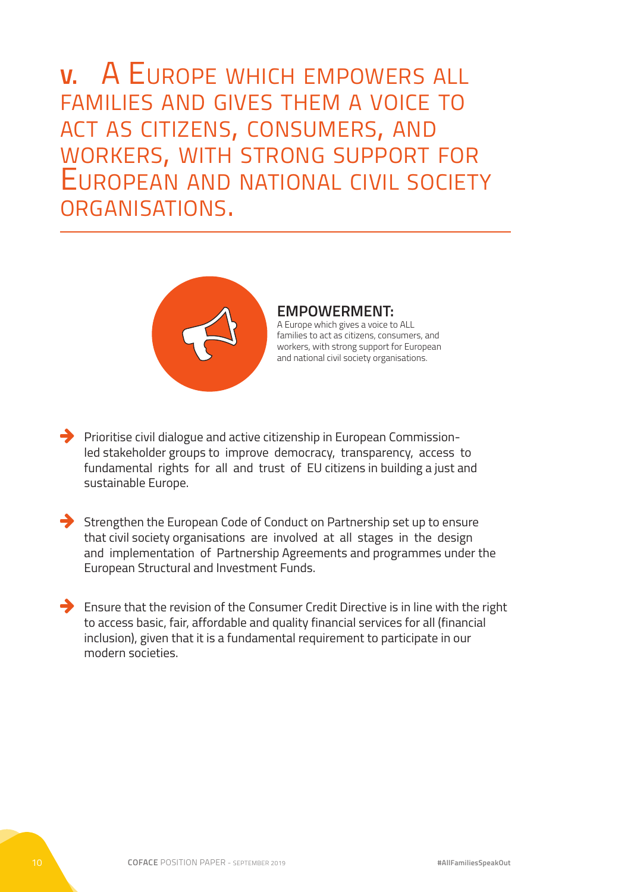# V. A Europe which empowers all families and gives them a voice to act as citizens, consumers, and workers, with strong support for European and national civil society organisations.

**EMPOWERMENT:**
A Europe which gives a voice to ALL families to act as citizens, consumers, and workers, with strong support for European and national civil society organisations.

- Prioritise civil dialogue and active citizenship in European Commission-led stakeholder groups to improve democracy, transparency, access to fundamental rights for all and trust of EU citizens in building a just and sustainable Europe.
- Strengthen the European Code of Conduct on Partnership set up to ensure that civil society organisations are involved at all stages in the design and implementation of Partnership Agreements and programmes under the European Structural and Investment Funds.
- Ensure that the revision of the Consumer Credit Directive is in line with the right to access basic, fair, affordable and quality financial services for all (financial inclusion), given that it is a fundamental requirement to participate in our modern societies.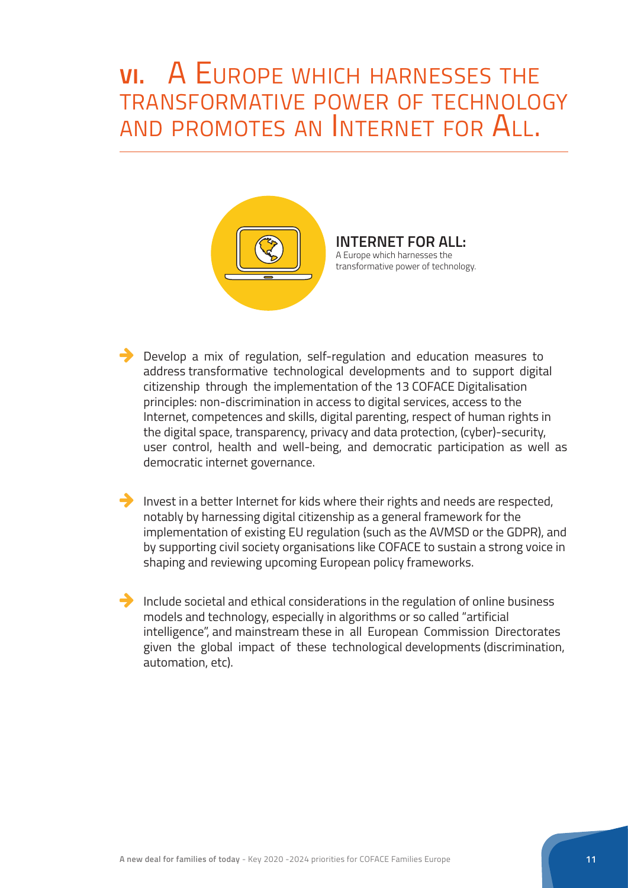# VI. A Europe which harnesses the transformative power of technology and promotes an Internet for All.

**INTERNET FOR ALL:**
A Europe which harnesses the transformative power of technology.

- Develop a mix of regulation, self-regulation and education measures to address transformative technological developments and to support digital citizenship through the implementation of the 13 COFACE Digitalisation principles: non-discrimination in access to digital services, access to the Internet, competences and skills, digital parenting, respect of human rights in the digital space, transparency, privacy and data protection, (cyber)-security, user control, health and well-being, and democratic participation as well as democratic internet governance.

- Invest in a better Internet for kids where their rights and needs are respected, notably by harnessing digital citizenship as a general framework for the implementation of existing EU regulation (such as the AVMSD or the GDPR), and by supporting civil society organisations like COFACE to sustain a strong voice in shaping and reviewing upcoming European policy frameworks.

- Include societal and ethical considerations in the regulation of online business models and technology, especially in algorithms or so called "artificial intelligence", and mainstream these in all European Commission Directorates given the global impact of these technological developments (discrimination, automation, etc).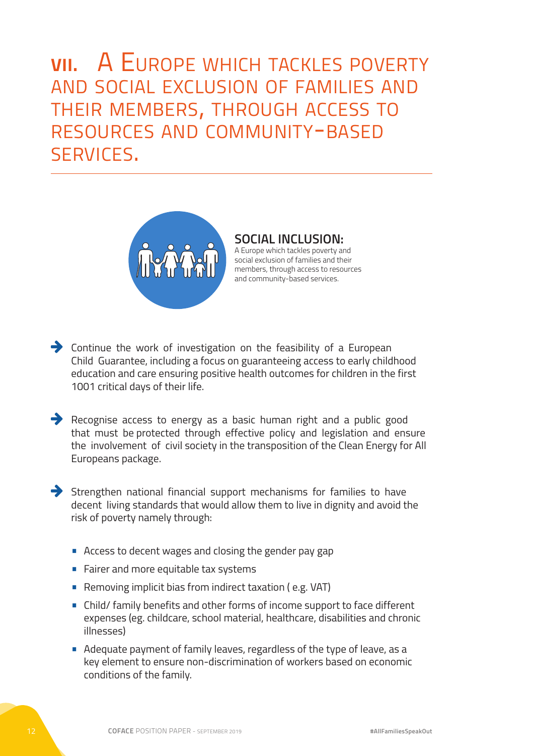# VII. A Europe which tackles poverty and social exclusion of families and their members, through access to resources and community-based services.

**SOCIAL INCLUSION:**

A Europe which tackles poverty and social exclusion of families and their members, through access to resources and community-based services.

- Continue the work of investigation on the feasibility of a European Child Guarantee, including a focus on guaranteeing access to early childhood education and care ensuring positive health outcomes for children in the first 1001 critical days of their life.

- Recognise access to energy as a basic human right and a public good that must be protected through effective policy and legislation and ensure the involvement of civil society in the transposition of the Clean Energy for All Europeans package.

- Strengthen national financial support mechanisms for families to have decent living standards that would allow them to live in dignity and avoid the risk of poverty namely through:
  - Access to decent wages and closing the gender pay gap
  - Fairer and more equitable tax systems
  - Removing implicit bias from indirect taxation ( e.g. VAT)
  - Child/ family benefits and other forms of income support to face different expenses (eg. childcare, school material, healthcare, disabilities and chronic illnesses)
  - Adequate payment of family leaves, regardless of the type of leave, as a key element to ensure non-discrimination of workers based on economic conditions of the family.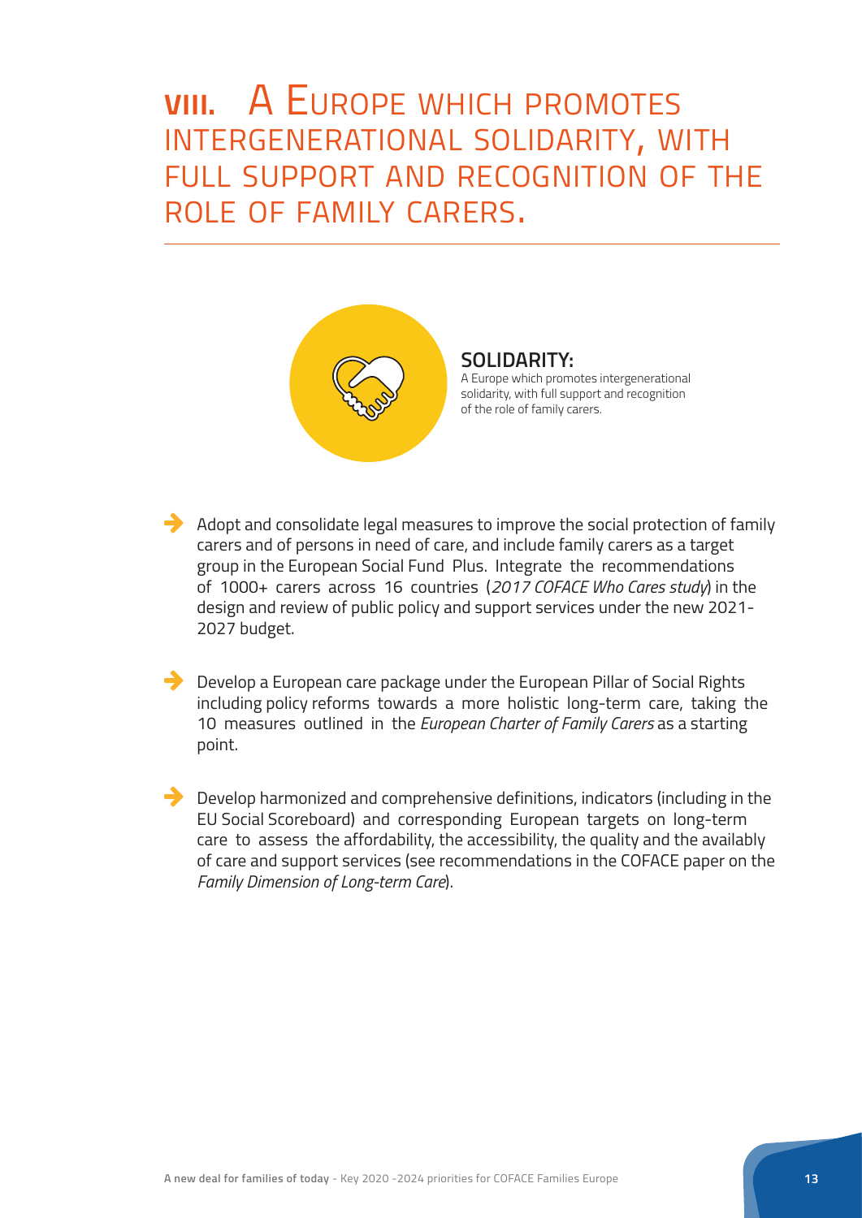# VIII. A Europe which promotes intergenerational solidarity, with full support and recognition of the role of family carers.

**SOLIDARITY:**
A Europe which promotes intergenerational solidarity, with full support and recognition of the role of family carers.

- Adopt and consolidate legal measures to improve the social protection of family carers and of persons in need of care, and include family carers as a target group in the European Social Fund Plus. Integrate the recommendations of 1000+ carers across 16 countries (*2017 COFACE Who Cares study*) in the design and review of public policy and support services under the new 2021-2027 budget.

- Develop a European care package under the European Pillar of Social Rights including policy reforms towards a more holistic long-term care, taking the 10 measures outlined in the *European Charter of Family Carers* as a starting point.

- Develop harmonized and comprehensive definitions, indicators (including in the EU Social Scoreboard) and corresponding European targets on long-term care to assess the affordability, the accessibility, the quality and the availably of care and support services (see recommendations in the COFACE paper on the *Family Dimension of Long-term Care*).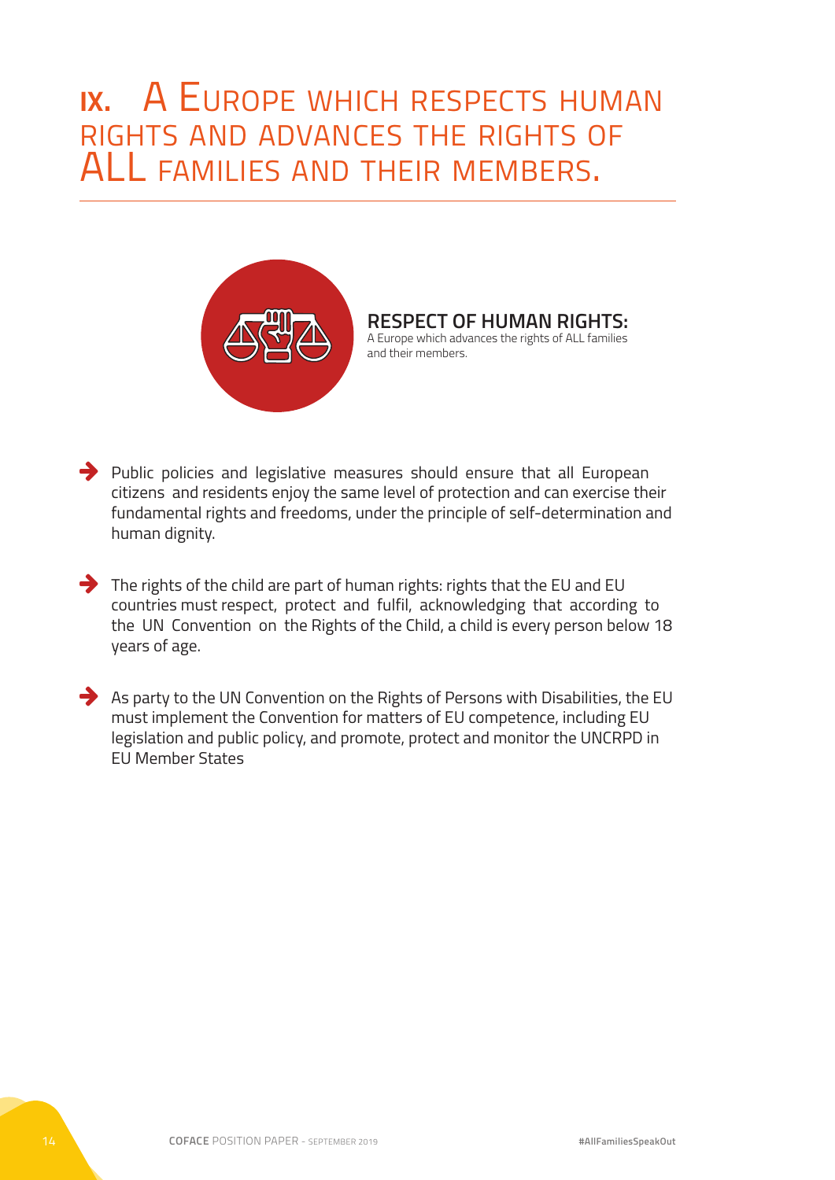# IX. A Europe which respects human rights and advances the rights of ALL families and their members.

**RESPECT OF HUMAN RIGHTS:**
A Europe which advances the rights of ALL families and their members.

- Public policies and legislative measures should ensure that all European citizens and residents enjoy the same level of protection and can exercise their fundamental rights and freedoms, under the principle of self-determination and human dignity.

- The rights of the child are part of human rights: rights that the EU and EU countries must respect, protect and fulfil, acknowledging that according to the UN Convention on the Rights of the Child, a child is every person below 18 years of age.

- As party to the UN Convention on the Rights of Persons with Disabilities, the EU must implement the Convention for matters of EU competence, including EU legislation and public policy, and promote, protect and monitor the UNCRPD in EU Member States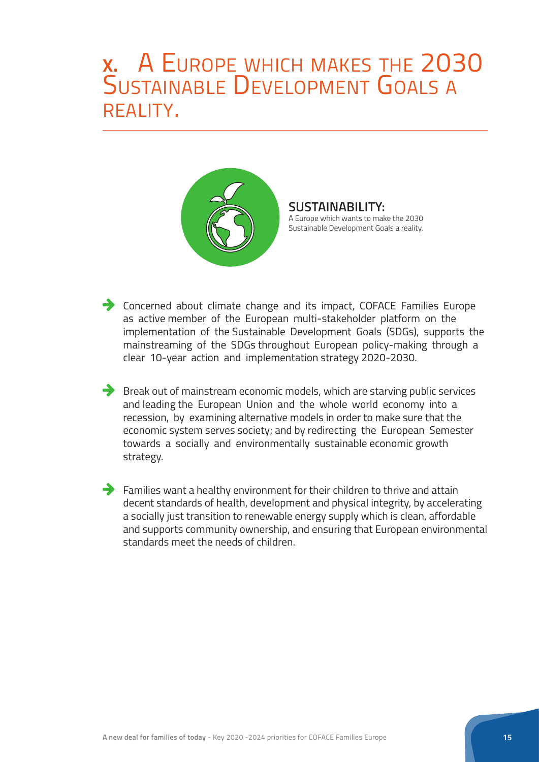# X. A Europe which makes the 2030 Sustainable Development Goals a reality.

**SUSTAINABILITY:**
A Europe which wants to make the 2030 Sustainable Development Goals a reality.

- Concerned about climate change and its impact, COFACE Families Europe as active member of the European multi-stakeholder platform on the implementation of the Sustainable Development Goals (SDGs), supports the mainstreaming of the SDGs throughout European policy-making through a clear 10-year action and implementation strategy 2020-2030.

- Break out of mainstream economic models, which are starving public services and leading the European Union and the whole world economy into a recession, by examining alternative models in order to make sure that the economic system serves society; and by redirecting the European Semester towards a socially and environmentally sustainable economic growth strategy.

- Families want a healthy environment for their children to thrive and attain decent standards of health, development and physical integrity, by accelerating a socially just transition to renewable energy supply which is clean, affordable and supports community ownership, and ensuring that European environmental standards meet the needs of children.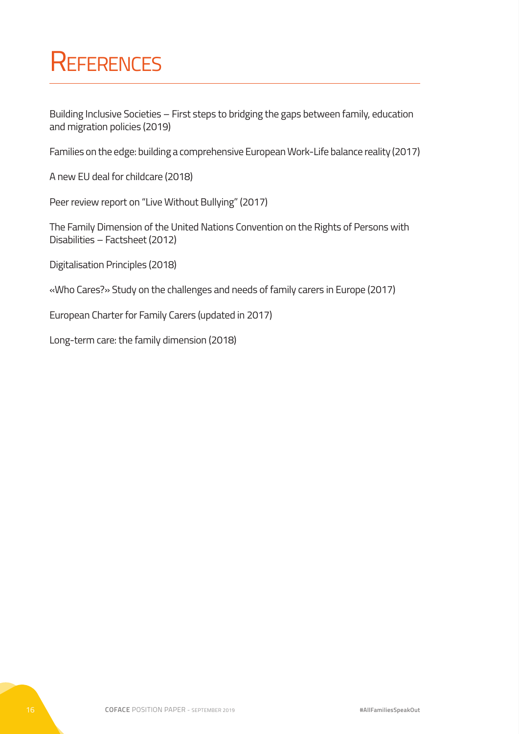# References

Building Inclusive Societies – First steps to bridging the gaps between family, education and migration policies (2019)

Families on the edge: building a comprehensive European Work-Life balance reality (2017)

A new EU deal for childcare (2018)

Peer review report on "Live Without Bullying" (2017)

The Family Dimension of the United Nations Convention on the Rights of Persons with Disabilities – Factsheet (2012)

Digitalisation Principles (2018)

«Who Cares?» Study on the challenges and needs of family carers in Europe (2017)

European Charter for Family Carers (updated in 2017)

Long-term care: the family dimension (2018)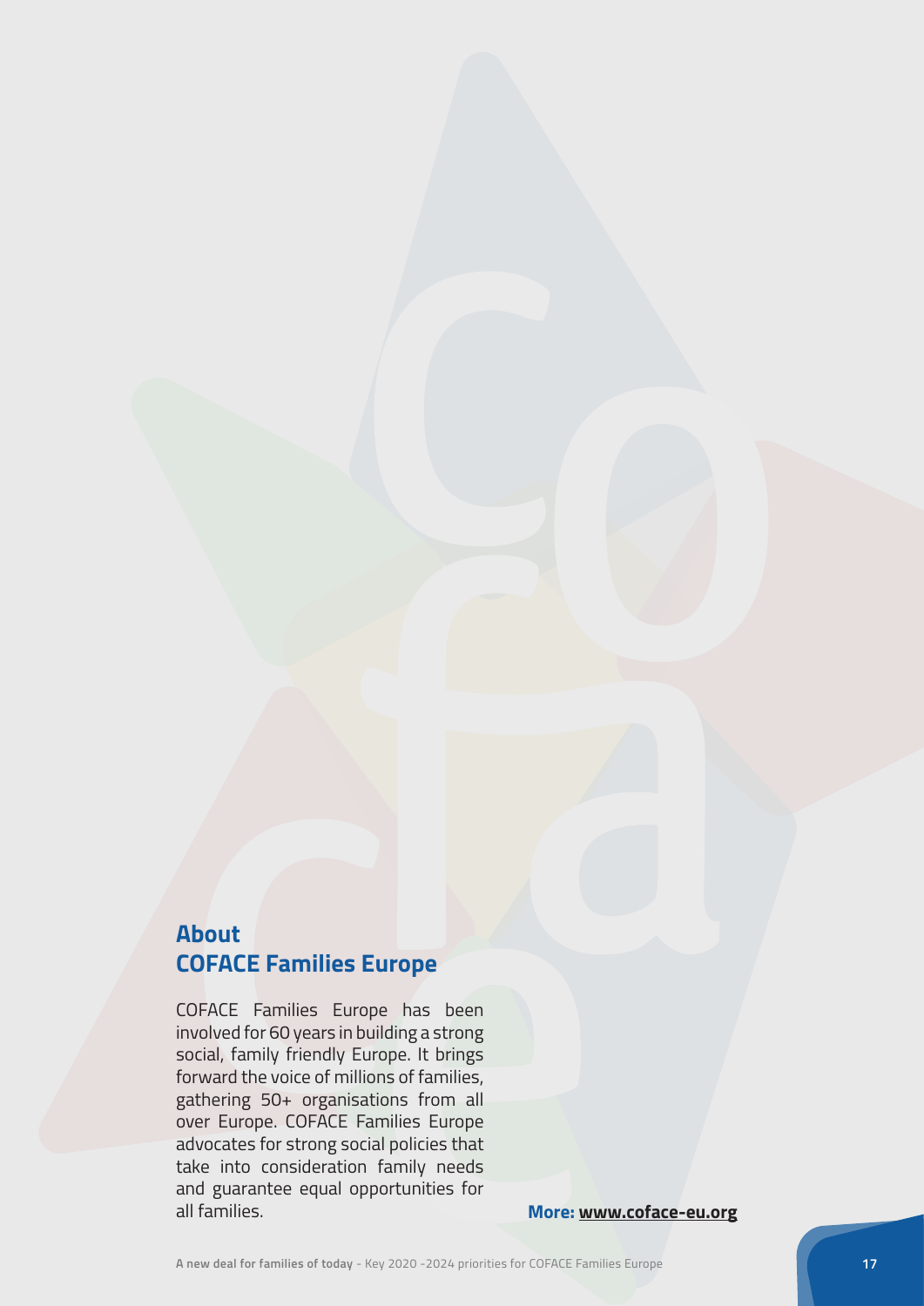## About
## COFACE Families Europe

COFACE Families Europe has been involved for 60 years in building a strong social, family friendly Europe. It brings forward the voice of millions of families, gathering 50+ organisations from all over Europe. COFACE Families Europe advocates for strong social policies that take into consideration family needs and guarantee equal opportunities for all families.

**More: www.coface-eu.org**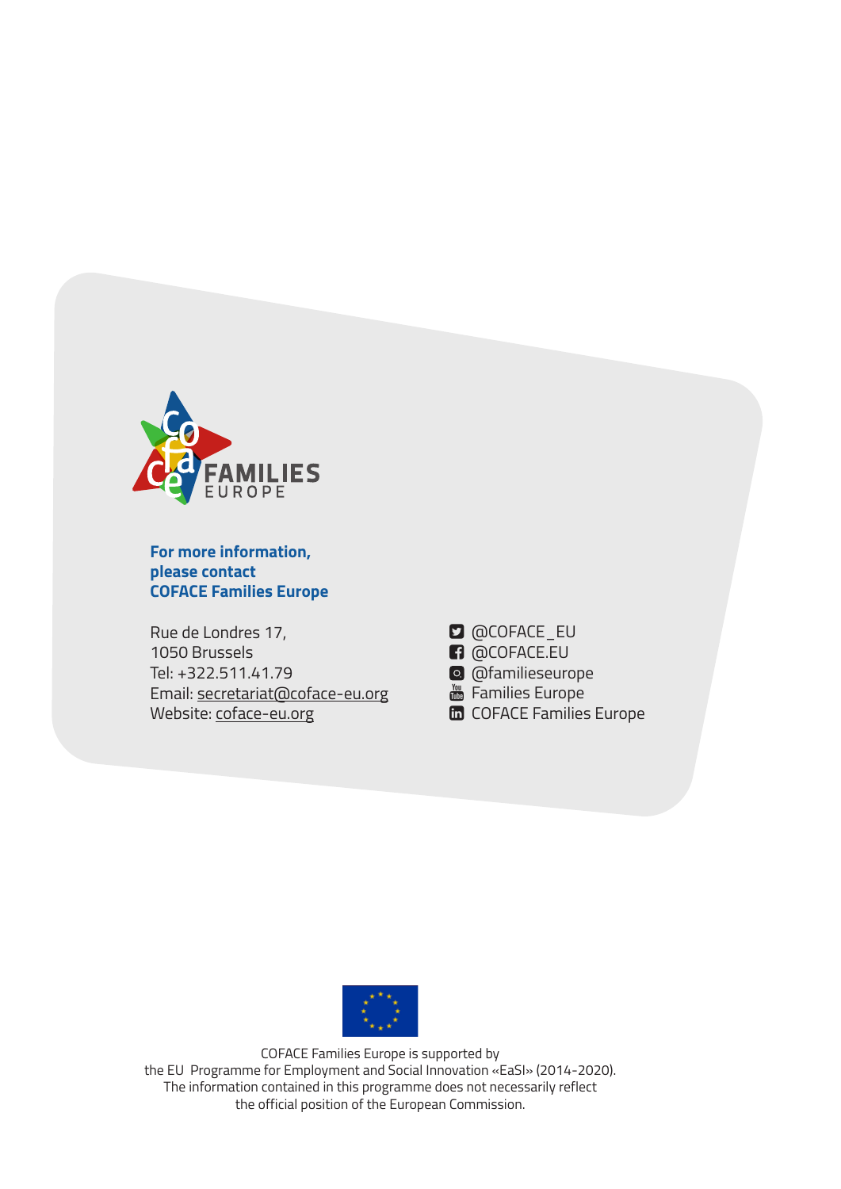**For more information, please contact COFACE Families Europe**

Rue de Londres 17,
1050 Brussels
Tel: +322.511.41.79
Email: secretariat@coface-eu.org
Website: coface-eu.org

@COFACE_EU
@COFACE.EU
@familieseurope
Families Europe
COFACE Families Europe

COFACE Families Europe is supported by
the EU Programme for Employment and Social Innovation «EaSI» (2014-2020).
The information contained in this programme does not necessarily reflect
the official position of the European Commission.